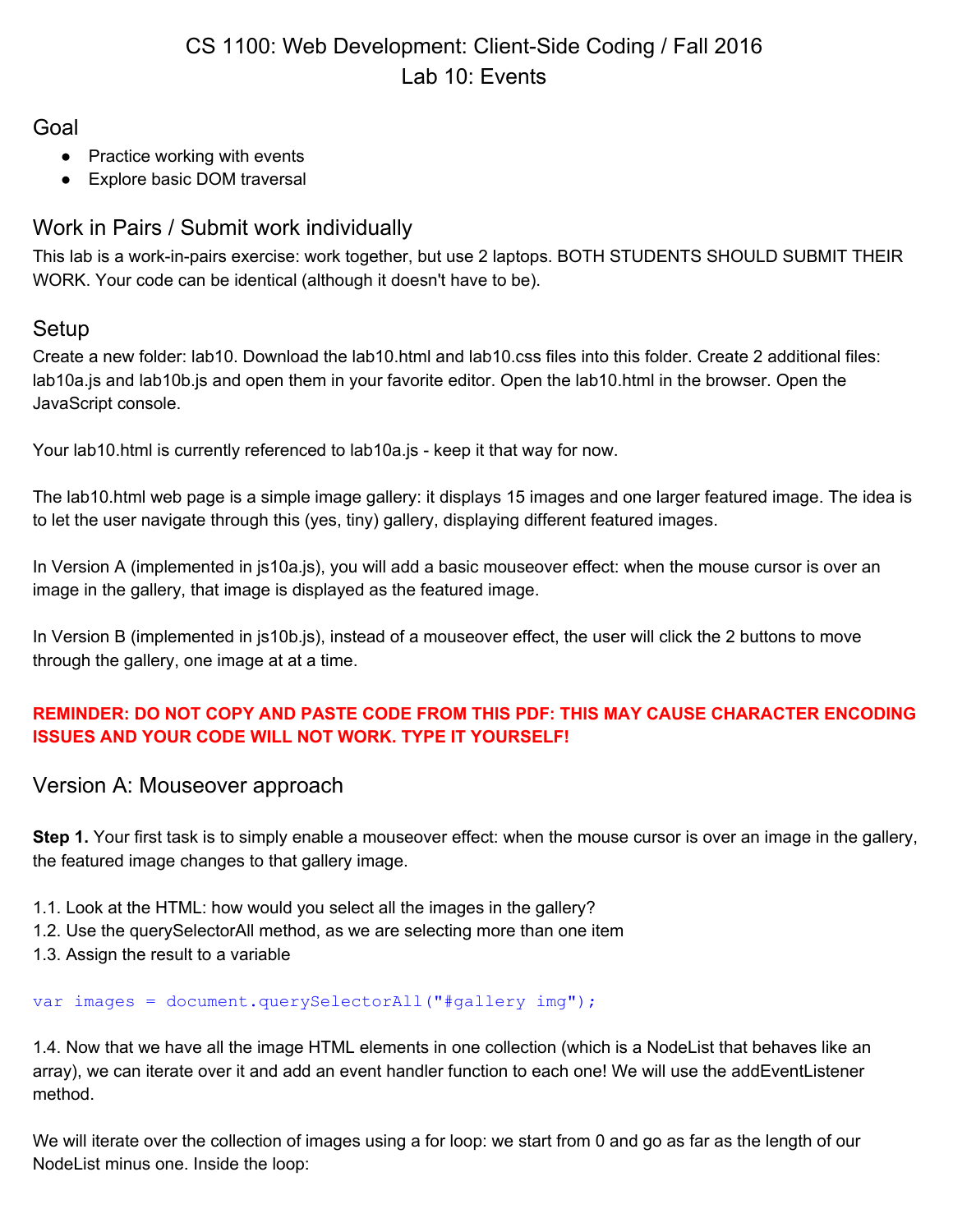# CS 1100: Web Development: Client-Side Coding / Fall 2016
# Lab 10: Events

## Goal

- Practice working with events
- Explore basic DOM traversal

## Work in Pairs / Submit work individually

This lab is a work-in-pairs exercise: work together, but use 2 laptops. BOTH STUDENTS SHOULD SUBMIT THEIR WORK. Your code can be identical (although it doesn't have to be).

## Setup

Create a new folder: lab10. Download the lab10.html and lab10.css files into this folder. Create 2 additional files: lab10a.js and lab10b.js and open them in your favorite editor. Open the lab10.html in the browser. Open the JavaScript console.

Your lab10.html is currently referenced to lab10a.js - keep it that way for now.

The lab10.html web page is a simple image gallery: it displays 15 images and one larger featured image. The idea is to let the user navigate through this (yes, tiny) gallery, displaying different featured images.

In Version A (implemented in js10a.js), you will add a basic mouseover effect: when the mouse cursor is over an image in the gallery, that image is displayed as the featured image.

In Version B (implemented in js10b.js), instead of a mouseover effect, the user will click the 2 buttons to move through the gallery, one image at at a time.

**REMINDER: DO NOT COPY AND PASTE CODE FROM THIS PDF: THIS MAY CAUSE CHARACTER ENCODING ISSUES AND YOUR CODE WILL NOT WORK. TYPE IT YOURSELF!**

## Version A: Mouseover approach

**Step 1.** Your first task is to simply enable a mouseover effect: when the mouse cursor is over an image in the gallery, the featured image changes to that gallery image.

1.1. Look at the HTML: how would you select all the images in the gallery?
1.2. Use the querySelectorAll method, as we are selecting more than one item
1.3. Assign the result to a variable

```
var images = document.querySelectorAll("#gallery img");
```

1.4. Now that we have all the image HTML elements in one collection (which is a NodeList that behaves like an array), we can iterate over it and add an event handler function to each one! We will use the addEventListener method.

We will iterate over the collection of images using a for loop: we start from 0 and go as far as the length of our NodeList minus one. Inside the loop: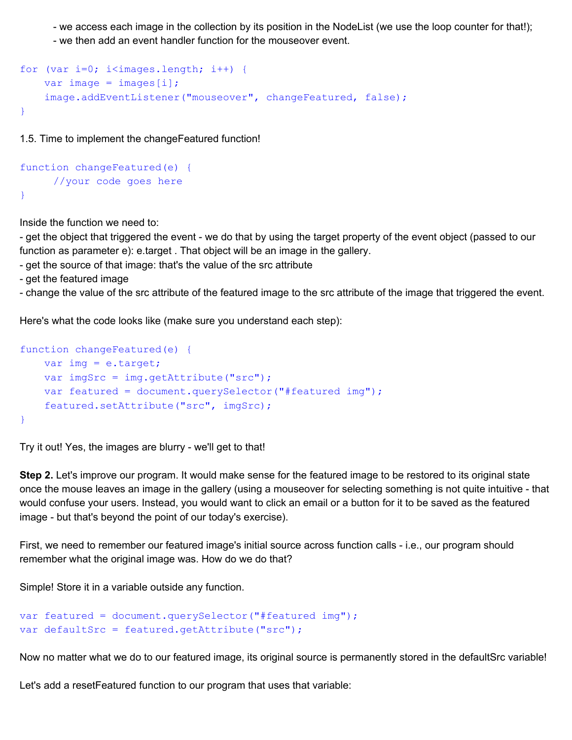- we access each image in the collection by its position in the NodeList (we use the loop counter for that!);
- we then add an event handler function for the mouseover event.

```
for (var i=0; i<images.length; i++) {
    var image = images[i];
    image.addEventListener("mouseover", changeFeatured, false);
}
```

1.5. Time to implement the changeFeatured function!

```
function changeFeatured(e) {
     //your code goes here
}
```

Inside the function we need to:
- get the object that triggered the event - we do that by using the target property of the event object (passed to our function as parameter e): e.target . That object will be an image in the gallery.
- get the source of that image: that's the value of the src attribute
- get the featured image
- change the value of the src attribute of the featured image to the src attribute of the image that triggered the event.

Here's what the code looks like (make sure you understand each step):

```
function changeFeatured(e) {
    var img = e.target;
    var imgSrc = img.getAttribute("src");
    var featured = document.querySelector("#featured img");
    featured.setAttribute("src", imgSrc);
}
```

Try it out! Yes, the images are blurry - we'll get to that!

**Step 2.** Let's improve our program. It would make sense for the featured image to be restored to its original state once the mouse leaves an image in the gallery (using a mouseover for selecting something is not quite intuitive - that would confuse your users. Instead, you would want to click an email or a button for it to be saved as the featured image - but that's beyond the point of our today's exercise).

First, we need to remember our featured image's initial source across function calls - i.e., our program should remember what the original image was. How do we do that?

Simple! Store it in a variable outside any function.

```
var featured = document.querySelector("#featured img");
var defaultSrc = featured.getAttribute("src");
```

Now no matter what we do to our featured image, its original source is permanently stored in the defaultSrc variable!

Let's add a resetFeatured function to our program that uses that variable: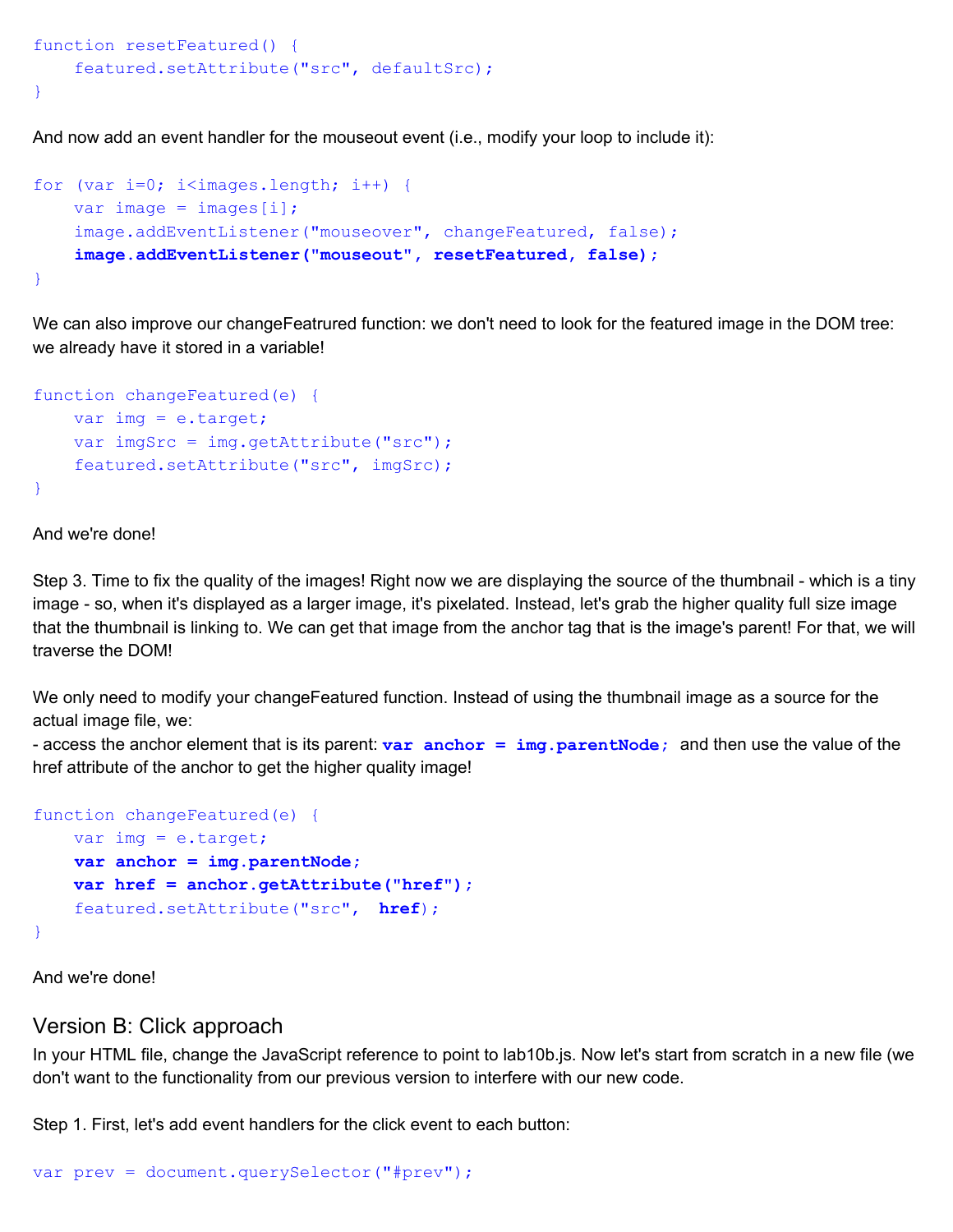```
function resetFeatured() {
    featured.setAttribute("src", defaultSrc);
}
```

And now add an event handler for the mouseout event (i.e., modify your loop to include it):

```
for (var i=0; i<images.length; i++) {
    var image = images[i];
    image.addEventListener("mouseover", changeFeatured, false);
    image.addEventListener("mouseout", resetFeatured, false);
}
```

We can also improve our changeFeatrured function: we don't need to look for the featured image in the DOM tree: we already have it stored in a variable!

```
function changeFeatured(e) {
    var img = e.target;
    var imgSrc = img.getAttribute("src");
    featured.setAttribute("src", imgSrc);
}
```

And we're done!

Step 3. Time to fix the quality of the images! Right now we are displaying the source of the thumbnail - which is a tiny image - so, when it's displayed as a larger image, it's pixelated. Instead, let's grab the higher quality full size image that the thumbnail is linking to. We can get that image from the anchor tag that is the image's parent! For that, we will traverse the DOM!

We only need to modify your changeFeatured function. Instead of using the thumbnail image as a source for the actual image file, we:
- access the anchor element that is its parent: **`var anchor = img.parentNode;`** and then use the value of the href attribute of the anchor to get the higher quality image!

```
function changeFeatured(e) {
    var img = e.target;
    var anchor = img.parentNode;
    var href = anchor.getAttribute("href");
    featured.setAttribute("src",  href);
}
```

And we're done!

## Version B: Click approach

In your HTML file, change the JavaScript reference to point to lab10b.js. Now let's start from scratch in a new file (we don't want to the functionality from our previous version to interfere with our new code.

Step 1. First, let's add event handlers for the click event to each button:

```
var prev = document.querySelector("#prev");
```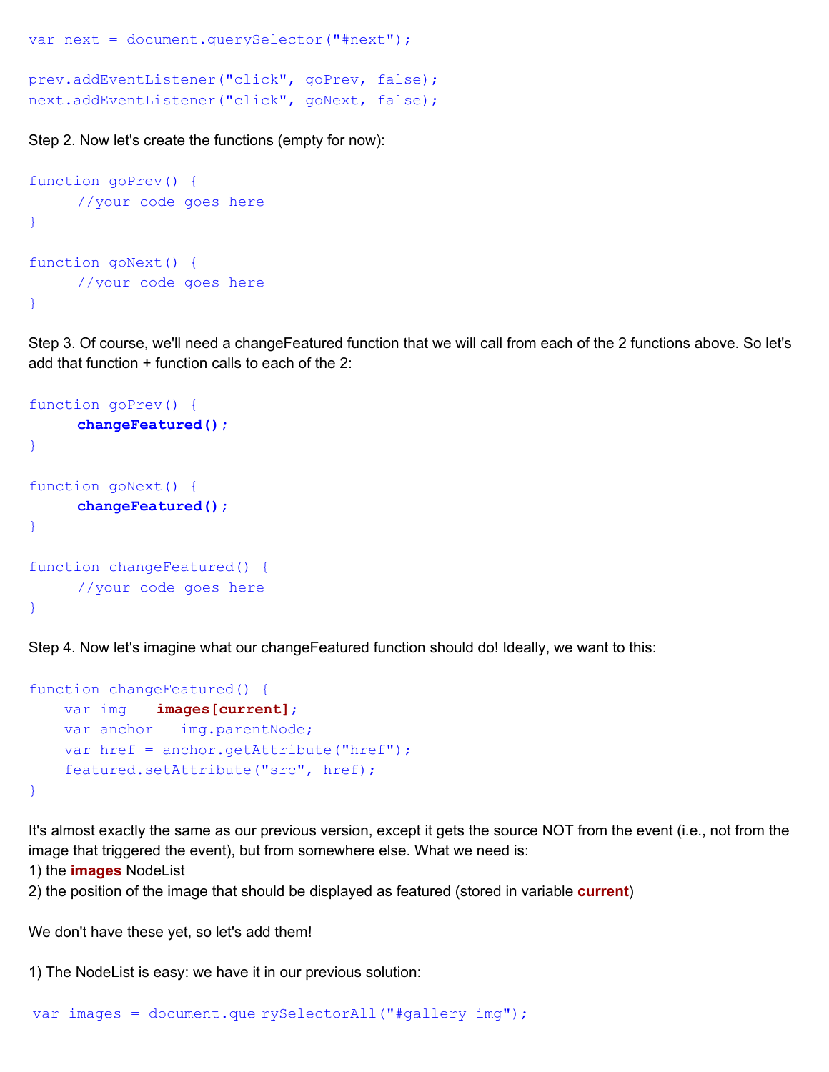```
var next = document.querySelector("#next");

prev.addEventListener("click", goPrev, false);
next.addEventListener("click", goNext, false);
```

Step 2. Now let's create the functions (empty for now):

```
function goPrev() {
      //your code goes here
}

function goNext() {
      //your code goes here
}
```

Step 3. Of course, we'll need a changeFeatured function that we will call from each of the 2 functions above. So let's add that function + function calls to each of the 2:

```
function goPrev() {
      changeFeatured();
}

function goNext() {
      changeFeatured();
}

function changeFeatured() {
      //your code goes here
}
```

Step 4. Now let's imagine what our changeFeatured function should do! Ideally, we want to this:

```
function changeFeatured() {
    var img = images[current];
    var anchor = img.parentNode;
    var href = anchor.getAttribute("href");
    featured.setAttribute("src", href);
}
```

It's almost exactly the same as our previous version, except it gets the source NOT from the event (i.e., not from the image that triggered the event), but from somewhere else. What we need is:
1) the **images** NodeList
2) the position of the image that should be displayed as featured (stored in variable **current**)

We don't have these yet, so let's add them!

1) The NodeList is easy: we have it in our previous solution:

```
var images = document.querySelectorAll("#gallery img");
```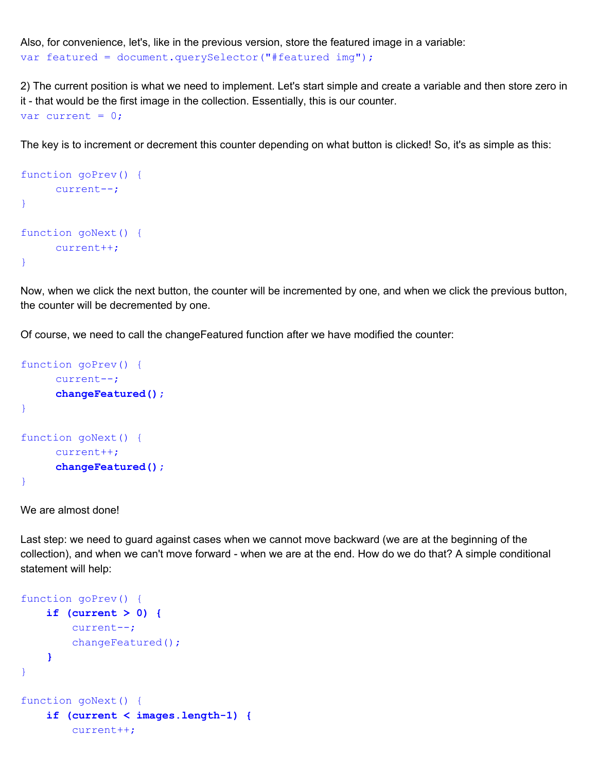Also, for convenience, let's, like in the previous version, store the featured image in a variable:

```
var featured = document.querySelector("#featured img");
```

2) The current position is what we need to implement. Let's start simple and create a variable and then store zero in it - that would be the first image in the collection. Essentially, this is our counter.

```
var current = 0;
```

The key is to increment or decrement this counter depending on what button is clicked! So, it's as simple as this:

```
function goPrev() {
      current--;
}

function goNext() {
      current++;
}
```

Now, when we click the next button, the counter will be incremented by one, and when we click the previous button, the counter will be decremented by one.

Of course, we need to call the changeFeatured function after we have modified the counter:

```
function goPrev() {
      current--;
      changeFeatured();
}

function goNext() {
      current++;
      changeFeatured();
}
```

We are almost done!

Last step: we need to guard against cases when we cannot move backward (we are at the beginning of the collection), and when we can't move forward - when we are at the end. How do we do that? A simple conditional statement will help:

```
function goPrev() {
    if (current > 0) {
        current--;
        changeFeatured();
    }
}

function goNext() {
    if (current < images.length-1) {
        current++;
```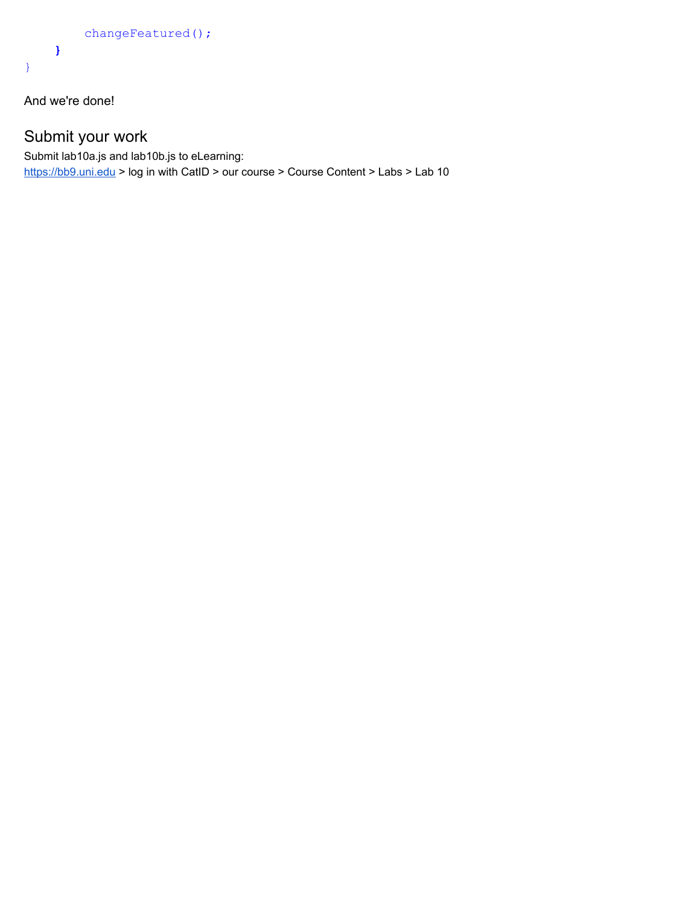```
        changeFeatured();
    }
}
```

And we're done!

## Submit your work

Submit lab10a.js and lab10b.js to eLearning:
https://bb9.uni.edu > log in with CatID > our course > Course Content > Labs > Lab 10